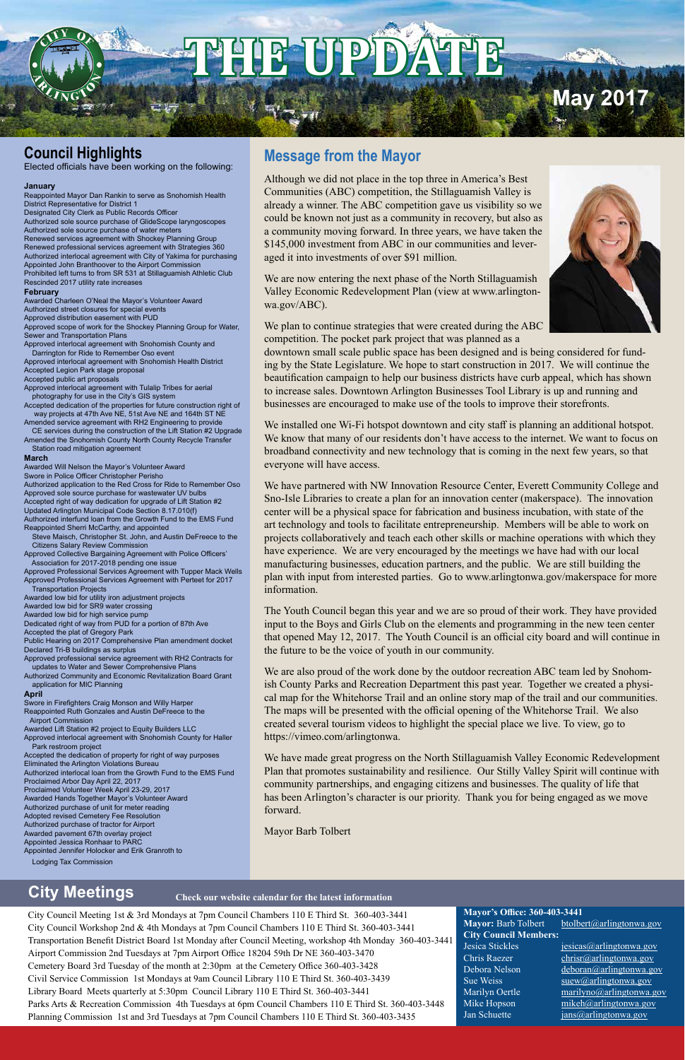# THE UPDATE

**May 2017**

## Council Highlights

Elected officials have been working on the following:

**January**

- Reappointed Mayor Dan Rankin to serve as Snohomish Health District Representative for District 1
- Designated City Clerk as Public Records Officer
- Authorized sole source purchase of GlideScope laryngoscopes
- Authorized sole source purchase of water meters
- Renewed services agreement with Shockey Planning Group
- Renewed professional services agreement with Strategies 360
- Authorized interlocal agreement with City of Yakima for purchasing
- Appointed John Branthoover to the Airport Commission
- Prohibited left turns to from SR 531 at Stillaguamish Athletic Club
- Rescinded 2017 utility rate increases

**February**

- Awarded Charleen O'Neal the Mayor's Volunteer Award
- Authorized street closures for special events
- Approved distribution easement with PUD
- Approved scope of work for the Shockey Planning Group for Water, Sewer and Transportation Plans
- Approved interlocal agreement with Snohomish County and Darrington for Ride to Remember Oso event
- Approved interlocal agreement with Snohomish Health District
- Accepted Legion Park stage proposal
- Accepted public art proposals
- Approved interlocal agreement with Tulalip Tribes for aerial photography for use in the City's GIS system
- Accepted dedication of the properties for future construction right of way projects at 47th Ave NE, 51st Ave NE and 164th ST NE
- Amended service agreement with RH2 Engineering to provide CE services during the construction of the Lift Station #2 Upgrade
- Amended the Snohomish County North County Recycle Transfer Station road mitigation agreement

**March**

- Awarded Will Nelson the Mayor's Volunteer Award
- Swore in Police Officer Christopher Perisho
- Authorized application to the Red Cross for Ride to Remember Oso
- Approved sole source purchase for wastewater UV bulbs
- Accepted right of way dedication for upgrade of Lift Station #2
- Updated Arlington Municipal Code Section 8.17.010(f)
- Authorized interfund loan from the Growth Fund to the EMS Fund
- Reappointed Sherri McCarthy, and appointed Steve Maisch, Christopher St. John, and Austin DeFreece to the Citizens Salary Review Commission
- Approved Collective Bargaining Agreement with Police Officers' Association for 2017-2018 pending one issue
- Approved Professional Services Agreement with Tupper Mack Wells
- Approved Professional Services Agreement with Perteet for 2017 Transportation Projects
- Awarded low bid for utility iron adjustment projects
- Awarded low bid for SR9 water crossing
- Awarded low bid for high service pump
- Dedicated right of way from PUD for a portion of 87th Ave
- Accepted the plat of Gregory Park
- Public Hearing on 2017 Comprehensive Plan amendment docket
- Declared Tri-B buildings as surplus
- Approved professional service agreement with RH2 Contracts for updates to Water and Sewer Comprehensive Plans
- Authorized Community and Economic Revitalization Board Grant application for MIC Planning

**April**

- Swore in Firefighters Craig Monson and Willy Harper
- Reappointed Ruth Gonzales and Austin DeFreece to the Airport Commission
- Awarded Lift Station #2 project to Equity Builders LLC
- Approved interlocal agreement with Snohomish County for Haller Park restroom project
- Accepted the dedication of property for right of way purposes
- Eliminated the Arlington Violations Bureau
- Authorized interlocal loan from the Growth Fund to the EMS Fund
- Proclaimed Arbor Day April 22, 2017
- Proclaimed Volunteer Week April 23-29, 2017
- Awarded Hands Together Mayor's Volunteer Award
- Authorized purchase of unit for meter reading
- Adopted revised Cemetery Fee Resolution
- Authorized purchase of tractor for Airport
- Awarded pavement 67th overlay project
- Appointed Jessica Ronhaar to PARC
- Appointed Jennifer Holocker and Erik Granroth to Lodging Tax Commission

## Message from the Mayor

Although we did not place in the top three in America's Best Communities (ABC) competition, the Stillaguamish Valley is already a winner. The ABC competition gave us visibility so we could be known not just as a community in recovery, but also as a community moving forward. In three years, we have taken the $145,000 investment from ABC in our communities and leveraged it into investments of over $91 million.

We are now entering the next phase of the North Stillaguamish Valley Economic Redevelopment Plan (view at www.arlingtonwa.gov/ABC).

We plan to continue strategies that were created during the ABC competition. The pocket park project that was planned as a downtown small scale public space has been designed and is being considered for funding by the State Legislature. We hope to start construction in 2017. We will continue the beautification campaign to help our business districts have curb appeal, which has shown to increase sales. Downtown Arlington Businesses Tool Library is up and running and businesses are encouraged to make use of the tools to improve their storefronts.

We installed one Wi-Fi hotspot downtown and city staff is planning an additional hotspot. We know that many of our residents don't have access to the internet. We want to focus on broadband connectivity and new technology that is coming in the next few years, so that everyone will have access.

We have partnered with NW Innovation Resource Center, Everett Community College and Sno-Isle Libraries to create a plan for an innovation center (makerspace). The innovation center will be a physical space for fabrication and business incubation, with state of the art technology and tools to facilitate entrepreneurship. Members will be able to work on projects collaboratively and teach each other skills or machine operations with which they have experience. We are very encouraged by the meetings we have had with our local manufacturing businesses, education partners, and the public. We are still building the plan with input from interested parties. Go to www.arlingtonwa.gov/makerspace for more information.

The Youth Council began this year and we are so proud of their work. They have provided input to the Boys and Girls Club on the elements and programming in the new teen center that opened May 12, 2017. The Youth Council is an official city board and will continue in the future to be the voice of youth in our community.

We are also proud of the work done by the outdoor recreation ABC team led by Snohomish County Parks and Recreation Department this past year. Together we created a physical map for the Whitehorse Trail and an online story map of the trail and our communities. The maps will be presented with the official opening of the Whitehorse Trail. We also created several tourism videos to highlight the special place we live. To view, go to https://vimeo.com/arlingtonwa.

We have made great progress on the North Stillaguamish Valley Economic Redevelopment Plan that promotes sustainability and resilience. Our Stilly Valley Spirit will continue with community partnerships, and engaging citizens and businesses. The quality of life that has been Arlington's character is our priority. Thank you for being engaged as we move forward.

Mayor Barb Tolbert

## City Meetings

**Check our website calendar for the latest information**

- City Council Meeting 1st & 3rd Mondays at 7pm Council Chambers 110 E Third St. 360-403-3441
- City Council Workshop 2nd & 4th Mondays at 7pm Council Chambers 110 E Third St. 360-403-3441
- Transportation Benefit District Board 1st Monday after Council Meeting, workshop 4th Monday 360-403-3441
- Airport Commission 2nd Tuesdays at 7pm Airport Office 18204 59th Dr NE 360-403-3470
- Cemetery Board 3rd Tuesday of the month at 2:30pm at the Cemetery Office 360-403-3428
- Civil Service Commission 1st Mondays at 9am Council Library 110 E Third St. 360-403-3439
- Library Board Meets quarterly at 5:30pm Council Library 110 E Third St. 360-403-3441
- Parks Arts & Recreation Commission 4th Tuesdays at 6pm Council Chambers 110 E Third St. 360-403-3448
- Planning Commission 1st and 3rd Tuesdays at 7pm Council Chambers 110 E Third St. 360-403-3435

**Mayor's Office: 360-403-3441**

**Mayor:** Barb Tolbert btolbert@arlingtonwa.gov

**City Council Members:**

| | |
|---|---|
| Jesica Stickles | jesicas@arlingtonwa.gov |
| Chris Raezer | chrisr@arlingtonwa.gov |
| Debora Nelson | deboran@arlingtonwa.gov |
| Sue Weiss | suew@arlingtonwa.gov |
| Marilyn Oertle | marilyno@arlingtonwa.gov |
| Mike Hopson | mikeh@arlingtonwa.gov |
| Jan Schuette | jans@arlingtonwa.gov |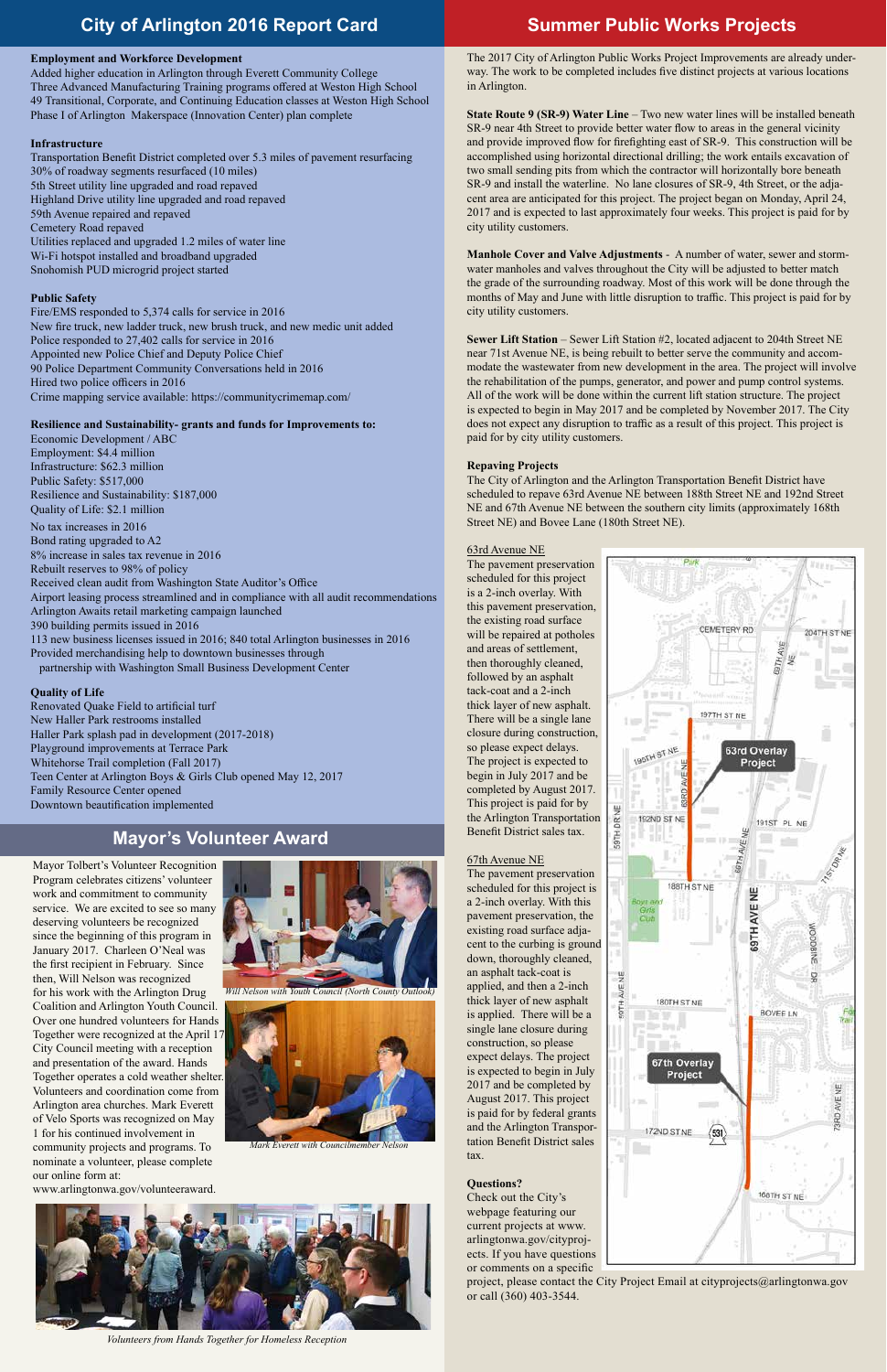## City of Arlington 2016 Report Card

**Employment and Workforce Development**

Added higher education in Arlington through Everett Community College
Three Advanced Manufacturing Training programs offered at Weston High School
49 Transitional, Corporate, and Continuing Education classes at Weston High School
Phase I of Arlington Makerspace (Innovation Center) plan complete

**Infrastructure**

Transportation Benefit District completed over 5.3 miles of pavement resurfacing
30% of roadway segments resurfaced (10 miles)
5th Street utility line upgraded and road repaved
Highland Drive utility line upgraded and road repaved
59th Avenue repaired and repaved
Cemetery Road repaved
Utilities replaced and upgraded 1.2 miles of water line
Wi-Fi hotspot installed and broadband upgraded
Snohomish PUD microgrid project started

**Public Safety**

Fire/EMS responded to 5,374 calls for service in 2016
New fire truck, new ladder truck, new brush truck, and new medic unit added
Police responded to 27,402 calls for service in 2016
Appointed new Police Chief and Deputy Police Chief
90 Police Department Community Conversations held in 2016
Hired two police officers in 2016
Crime mapping service available: https://communitycrimemap.com/

**Resilience and Sustainability- grants and funds for Improvements to:**

Economic Development / ABC
Employment: $4.4 million
Infrastructure: $62.3 million
Public Safety: $517,000
Resilience and Sustainability: $187,000
Quality of Life: $2.1 million

No tax increases in 2016
Bond rating upgraded to A2
8% increase in sales tax revenue in 2016
Rebuilt reserves to 98% of policy
Received clean audit from Washington State Auditor's Office
Airport leasing process streamlined and in compliance with all audit recommendations
Arlington Awaits retail marketing campaign launched
390 building permits issued in 2016
113 new business licenses issued in 2016; 840 total Arlington businesses in 2016
Provided merchandising help to downtown businesses through partnership with Washington Small Business Development Center

**Quality of Life**

Renovated Quake Field to artificial turf
New Haller Park restrooms installed
Haller Park splash pad in development (2017-2018)
Playground improvements at Terrace Park
Whitehorse Trail completion (Fall 2017)
Teen Center at Arlington Boys & Girls Club opened May 12, 2017
Family Resource Center opened
Downtown beautification implemented

## Mayor's Volunteer Award

Mayor Tolbert's Volunteer Recognition Program celebrates citizens' volunteer work and commitment to community service. We are excited to see so many deserving volunteers be recognized since the beginning of this program in January 2017. Charleen O'Neal was the first recipient in February. Since then, Will Nelson was recognized for his work with the Arlington Drug Coalition and Arlington Youth Council. Over one hundred volunteers for Hands Together were recognized at the April 17 City Council meeting with a reception and presentation of the award. Hands Together operates a cold weather shelter. Volunteers and coordination come from Arlington area churches. Mark Everett of Velo Sports was recognized on May 1 for his continued involvement in community projects and programs. To nominate a volunteer, please complete our online form at: www.arlingtonwa.gov/volunteeraward.

*Will Nelson with Youth Council (North County Outlook)*

*Mark Everett with Councilmember Nelson*

*Volunteers from Hands Together for Homeless Reception*

## Summer Public Works Projects

The 2017 City of Arlington Public Works Project Improvements are already underway. The work to be completed includes five distinct projects at various locations in Arlington.

**State Route 9 (SR-9) Water Line** – Two new water lines will be installed beneath SR-9 near 4th Street to provide better water flow to areas in the general vicinity and provide improved flow for firefighting east of SR-9. This construction will be accomplished using horizontal directional drilling; the work entails excavation of two small sending pits from which the contractor will horizontally bore beneath SR-9 and install the waterline. No lane closures of SR-9, 4th Street, or the adjacent area are anticipated for this project. The project began on Monday, April 24, 2017 and is expected to last approximately four weeks. This project is paid for by city utility customers.

**Manhole Cover and Valve Adjustments** - A number of water, sewer and stormwater manholes and valves throughout the City will be adjusted to better match the grade of the surrounding roadway. Most of this work will be done through the months of May and June with little disruption to traffic. This project is paid for by city utility customers.

**Sewer Lift Station** – Sewer Lift Station #2, located adjacent to 204th Street NE near 71st Avenue NE, is being rebuilt to better serve the community and accommodate the wastewater from new development in the area. The project will involve the rehabilitation of the pumps, generator, and power and pump control systems. All of the work will be done within the current lift station structure. The project is expected to begin in May 2017 and be completed by November 2017. The City does not expect any disruption to traffic as a result of this project. This project is paid for by city utility customers.

**Repaving Projects**

The City of Arlington and the Arlington Transportation Benefit District have scheduled to repave 63rd Avenue NE between 188th Street NE and 192nd Street NE and 67th Avenue NE between the southern city limits (approximately 168th Street NE) and Bovee Lane (180th Street NE).

63rd Avenue NE
The pavement preservation scheduled for this project is a 2-inch overlay. With this pavement preservation, the existing road surface will be repaired at potholes and areas of settlement, then thoroughly cleaned, followed by an asphalt tack-coat and a 2-inch thick layer of new asphalt. There will be a single lane closure during construction, so please expect delays. The project is expected to begin in July 2017 and be completed by August 2017. This project is paid for by the Arlington Transportation Benefit District sales tax.

67th Avenue NE
The pavement preservation scheduled for this project is a 2-inch overlay. With this pavement preservation, the existing road surface adjacent to the curbing is ground down, thoroughly cleaned, an asphalt tack-coat is applied, and then a 2-inch thick layer of new asphalt is applied. There will be a single lane closure during construction, so please expect delays. The project is expected to begin in July 2017 and be completed by August 2017. This project is paid for by federal grants and the Arlington Transportation Benefit District sales tax.

**Questions?**
Check out the City's webpage featuring our current projects at www.arlingtonwa.gov/cityprojects. If you have questions or comments on a specific project, please contact the City Project Email at cityprojects@arlingtonwa.gov or call (360) 403-3544.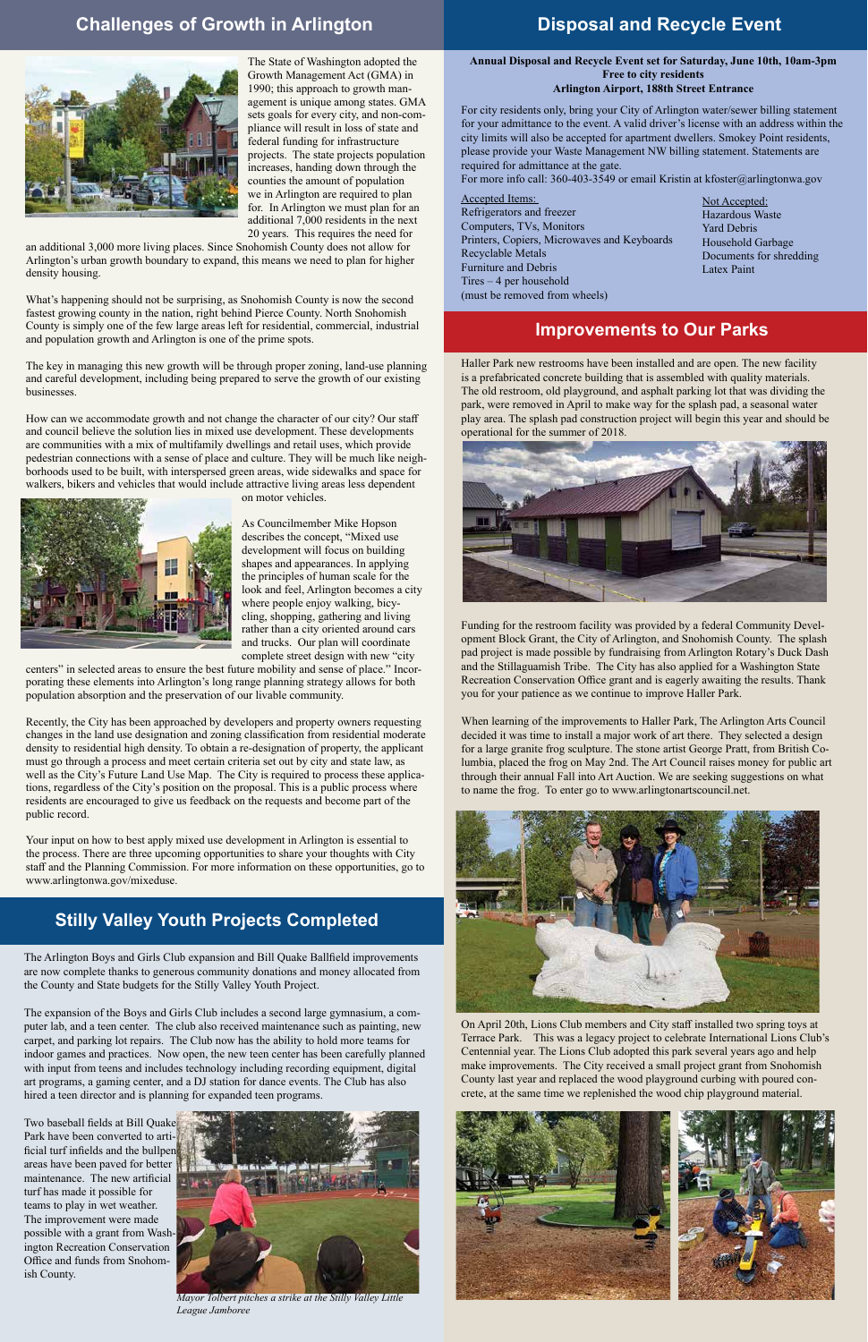## Challenges of Growth in Arlington

The State of Washington adopted the Growth Management Act (GMA) in 1990; this approach to growth management is unique among states. GMA sets goals for every city, and non-compliance will result in loss of state and federal funding for infrastructure projects. The state projects population increases, handing down through the counties the amount of population we in Arlington are required to plan for. In Arlington we must plan for an additional 7,000 residents in the next 20 years. This requires the need for an additional 3,000 more living places. Since Snohomish County does not allow for Arlington's urban growth boundary to expand, this means we need to plan for higher density housing.

What's happening should not be surprising, as Snohomish County is now the second fastest growing county in the nation, right behind Pierce County. North Snohomish County is simply one of the few large areas left for residential, commercial, industrial and population growth and Arlington is one of the prime spots.

The key in managing this new growth will be through proper zoning, land-use planning and careful development, including being prepared to serve the growth of our existing businesses.

How can we accommodate growth and not change the character of our city? Our staff and council believe the solution lies in mixed use development. These developments are communities with a mix of multifamily dwellings and retail uses, which provide pedestrian connections with a sense of place and culture. They will be much like neighborhoods used to be built, with interspersed green areas, wide sidewalks and space for walkers, bikers and vehicles that would include attractive living areas less dependent on motor vehicles.

As Councilmember Mike Hopson describes the concept, "Mixed use development will focus on building shapes and appearances. In applying the principles of human scale for the look and feel, Arlington becomes a city where people enjoy walking, bicycling, shopping, gathering and living rather than a city oriented around cars and trucks. Our plan will coordinate complete street design with new "city centers" in selected areas to ensure the best future mobility and sense of place." Incorporating these elements into Arlington's long range planning strategy allows for both population absorption and the preservation of our livable community.

Recently, the City has been approached by developers and property owners requesting changes in the land use designation and zoning classification from residential moderate density to residential high density. To obtain a re-designation of property, the applicant must go through a process and meet certain criteria set out by city and state law, as well as the City's Future Land Use Map. The City is required to process these applications, regardless of the City's position on the proposal. This is a public process where residents are encouraged to give us feedback on the requests and become part of the public record.

Your input on how to best apply mixed use development in Arlington is essential to the process. There are three upcoming opportunities to share your thoughts with City staff and the Planning Commission. For more information on these opportunities, go to www.arlingtonwa.gov/mixeduse.

## Stilly Valley Youth Projects Completed

The Arlington Boys and Girls Club expansion and Bill Quake Ballfield improvements are now complete thanks to generous community donations and money allocated from the County and State budgets for the Stilly Valley Youth Project.

The expansion of the Boys and Girls Club includes a second large gymnasium, a computer lab, and a teen center. The club also received maintenance such as painting, new carpet, and parking lot repairs. The Club now has the ability to hold more teams for indoor games and practices. Now open, the new teen center has been carefully planned with input from teens and includes technology including recording equipment, digital art programs, a gaming center, and a DJ station for dance events. The Club has also hired a teen director and is planning for expanded teen programs.

Two baseball fields at Bill Quake Park have been converted to artificial turf infields and the bullpen areas have been paved for better maintenance. The new artificial turf has made it possible for teams to play in wet weather. The improvement were made possible with a grant from Washington Recreation Conservation Office and funds from Snohomish County.

*Mayor Tolbert pitches a strike at the Stilly Valley Little League Jamboree*

## Disposal and Recycle Event

**Annual Disposal and Recycle Event set for Saturday, June 10th, 10am-3pm**
**Free to city residents**
**Arlington Airport, 188th Street Entrance**

For city residents only, bring your City of Arlington water/sewer billing statement for your admittance to the event. A valid driver's license with an address within the city limits will also be accepted for apartment dwellers. Smokey Point residents, please provide your Waste Management NW billing statement. Statements are required for admittance at the gate.
For more info call: 360-403-3549 or email Kristin at kfoster@arlingtonwa.gov

Accepted Items:
- Refrigerators and freezer
- Computers, TVs, Monitors
- Printers, Copiers, Microwaves and Keyboards
- Recyclable Metals
- Furniture and Debris
- Tires – 4 per household (must be removed from wheels)

Not Accepted:
- Hazardous Waste
- Yard Debris
- Household Garbage
- Documents for shredding
- Latex Paint

## Improvements to Our Parks

Haller Park new restrooms have been installed and are open. The new facility is a prefabricated concrete building that is assembled with quality materials. The old restroom, old playground, and asphalt parking lot that was dividing the park, were removed in April to make way for the splash pad, a seasonal water play area. The splash pad construction project will begin this year and should be operational for the summer of 2018.

Funding for the restroom facility was provided by a federal Community Development Block Grant, the City of Arlington, and Snohomish County. The splash pad project is made possible by fundraising from Arlington Rotary's Duck Dash and the Stillaguamish Tribe. The City has also applied for a Washington State Recreation Conservation Office grant and is eagerly awaiting the results. Thank you for your patience as we continue to improve Haller Park.

When learning of the improvements to Haller Park, The Arlington Arts Council decided it was time to install a major work of art there. They selected a design for a large granite frog sculpture. The stone artist George Pratt, from British Columbia, placed the frog on May 2nd. The Art Council raises money for public art through their annual Fall into Art Auction. We are seeking suggestions on what to name the frog. To enter go to www.arlingtonartscouncil.net.

On April 20th, Lions Club members and City staff installed two spring toys at Terrace Park. This was a legacy project to celebrate International Lions Club's Centennial year. The Lions Club adopted this park several years ago and help make improvements. The City received a small project grant from Snohomish County last year and replaced the wood playground curbing with poured concrete, at the same time we replenished the wood chip playground material.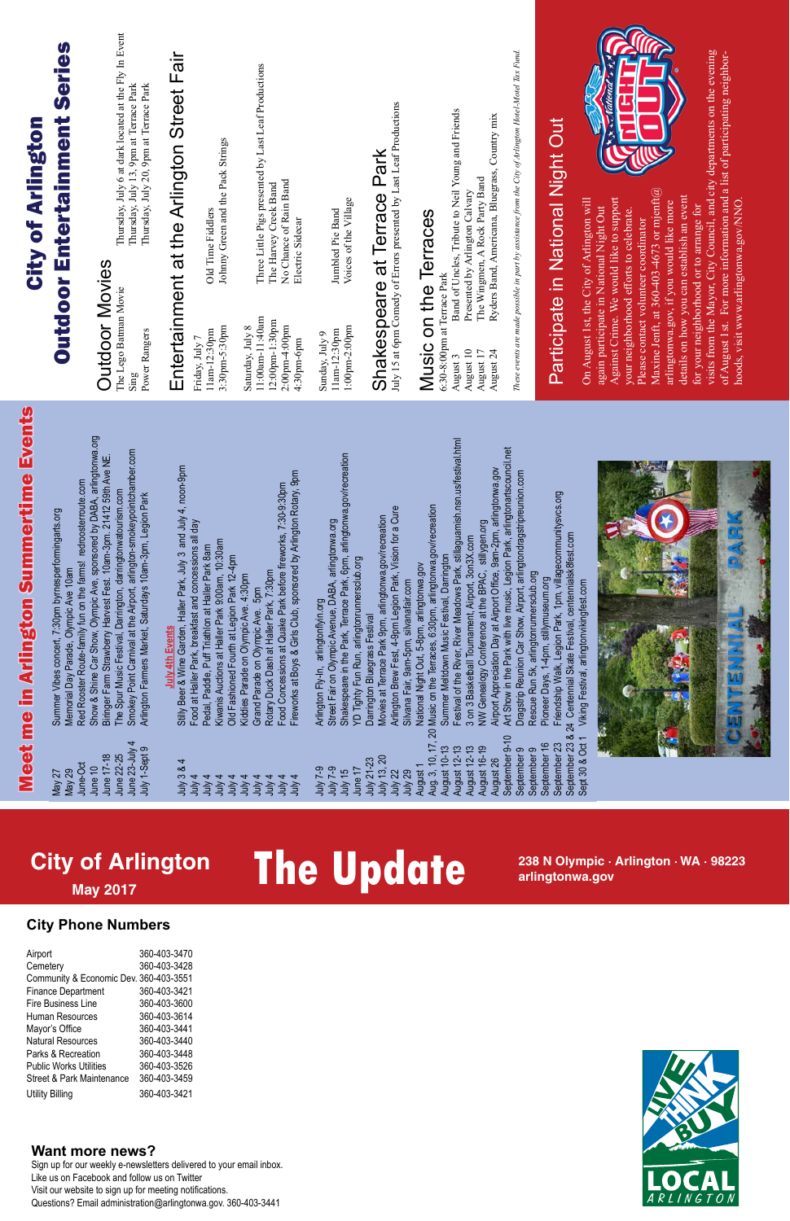# City of Arlington
## Outdoor Entertainment Series

### Outdoor Movies

| | |
|---|---|
| The Lego Batman Movie | Thursday, July 6 at dark located at the Fly In Event |
| Sing | Thursday, July 13, 9pm at Terrace Park |
| Power Rangers | Thursday, July 20, 9pm at Terrace Park |

### Entertainment at the Arlington Street Fair

Friday, July 7
11am-12:30pm Old Time Fiddlers
3:30pm-5:30pm Johnny Green and the Pack Strings

Saturday, July 8
11:00am-11:40am Three Little Pigs presented by Last Leaf Productions
12:00pm-1:30pm The Harvey Creek Band
2:00pm-4:00pm No Chance of Rain Band
4:30pm-6pm Electric Sidecar

Sunday, July 9
11am-12:30pm Jumbled Pie Band
1:00pm-2:00pm Voices of the Village

### Shakespeare at Terrace Park

July 15 at 6pm Comedy of Errors presented by Last Leaf Productions

### Music on the Terraces

6:30-8:00pm at Terrace Park

| | |
|---|---|
| August 3 | Band of Uncles, Tribute to Neil Young and Friends |
| August 10 | Presented by Arlington Calvary |
| August 17 | The Wingmen, A Rock Party Band |
| August 24 | Ryders Band, Americana, Bluegrass, Country mix |

*These events are made possible in part by assistance from the City of Arlington Hotel-Motel Tax Fund.*

## Participate in National Night Out

On August 1st, the City of Arlington will again participate in National Night Out Against Crime. We would like to support your neighborhood efforts to celebrate. Please contact volunteer coordinator Maxine Jenft, at 360-403-4673 or mjenft@arlingtonwa.gov, if you would like more details on how you can establish an event for your neighborhood or to arrange for visits from the Mayor, City Council, and city departments on the evening of August 1st. For more information and a list of participating neighborhoods, visit www.arlingtonwa.gov/NNO.

# Meet me in Arlington Summertime Events

| | |
|---|---|
| May 27 | Summer Vibes concert, 7:30pm byrnesperformingarts.org |
| May 29 | Memorial Day Parade, Olympic Ave 10am |
| June-Oct | Red Rooster Route-family fun on the farms! redroosterroute.com |
| June 10 | Show & Shine Car Show, Olympic Ave, sponsored by DABA, arlingtonwa.org |
| June 17-18 | Biringer Farm Strawberry Harvest Fest. 10am-3pm. 21412 59th Ave NE. |
| June 22-25 | The Spur Music Festival, Darrington, darringtonwatourism.com |
| June 23-July 4 | Smokey Point Carnival at the Airport, arlington-smokeypointchamber.com |
| July 1-Sept 9 | Arlington Farmers Market, Saturdays 10am-3pm, Legion Park |

**July 4th Events**

| | |
|---|---|
| July 3 & 4 | Stilly Beer & Wine Garden, Haller Park, July 3 and July 4, noon-9pm |
| July 4 | Food at Haller Park, breakfast and concessions all day |
| July 4 | Pedal, Paddle, Puff Triathlon at Haller Park 8am |
| July 4 | Kiwanis Auctions at Haller Park 9:00am, 10:30am |
| July 4 | Old Fashioned Fourth at Legion Park 12-4pm |
| July 4 | Kiddies Parade on Olympic Ave. 4:30pm |
| July 4 | Grand Parade on Olympic Ave. 5pm |
| July 4 | Rotary Duck Dash at Haller Park, 7:30pm |
| July 4 | Food Concessions at Quake Park before fireworks, 7:30-9:30pm |
| July 4 | Fireworks at Boys & Girls Club, sponsored by Arlington Rotary, 9pm |

| | |
|---|---|
| July 7-9 | Arlington Fly-In, arlingtonflyin.org |
| July 7-9 | Street Fair on Olympic Avenue, DABA, arlingtonwa.org |
| July 15 | Shakespeare in the Park, Terrace Park, 6pm, arlingtonwa.gov/recreation |
| June 17 | YD Tighty Fun Run, arlingtonrunnersclub.org |
| July 21-23 | Darrington Bluegrass Festival |
| July 13, 20 | Movies at Terrace Park 9pm, arlingtonwa.gov/recreation |
| July 22 | Arlington Brew Fest, 4-9pm Legion Park, Vision for a Cure |
| July 29 | Silvana Fair, 9am-5pm, silvanafair.com |
| August 1 | National Night Out, 5-8pm, arlingtonwa.gov |
| Aug. 3, 10, 17, 20 | Music on the Terraces, 6:30pm, arlingtonwa.gov/recreation |
| August 10-13 | Summer Meltdown Music Festival, Darrington |
| August 12-13 | Festival of the River, River Meadows Park, stillaguamish.nsn.us/festival.html |
| August 12-13 | 3 on 3 Basketball Tournament, Airport, 3on3X.com |
| August 16-19 | NW Genealogy Conference at the BPAC, stillygen.org |
| August 26 | Airport Appreciation Day at Airport Office, 9am-2pm, arlingtonwa.gov |
| September 9-10 | Art Show in the Park with live music, Legion Park, arlingtonartscouncil.net |
| September 9 | Dragstrip Reunion Car Show, Airport, arlingtondragstripreunion.com |
| September 9 | Rescue Run 5k, arlingtonrunnersclub.org |
| September 16 | Pioneer Days, 1-4pm, stillymuseum.org |
| September 23 | Friendship Walk, Legion Park, 1pm, villagecommunitysvcs.org |
| September 23 & 24 | Centennial Skate Festival, centennialsk8fest.com |
| Sept 30 & Oct 1 | Viking Festival, arlingtonvikingfest.com |

# City of Arlington The Update

May 2017

238 N Olympic · Arlington · WA · 98223
arlingtonwa.gov

## City Phone Numbers

| | |
|---|---|
| Airport | 360-403-3470 |
| Cemetery | 360-403-3428 |
| Community & Economic Dev. | 360-403-3551 |
| Finance Department | 360-403-3421 |
| Fire Business Line | 360-403-3600 |
| Human Resources | 360-403-3614 |
| Mayor's Office | 360-403-3441 |
| Natural Resources | 360-403-3440 |
| Parks & Recreation | 360-403-3448 |
| Public Works Utilities | 360-403-3526 |
| Street & Park Maintenance | 360-403-3459 |
| Utility Billing | 360-403-3421 |

## Want more news?

Sign up for our weekly e-newsletters delivered to your email inbox.
Like us on Facebook and follow us on Twitter
Visit our website to sign up for meeting notifications.
Questions? Email administration@arlingtonwa.gov. 360-403-3441

LIVE THINK BUY LOCAL ARLINGTON